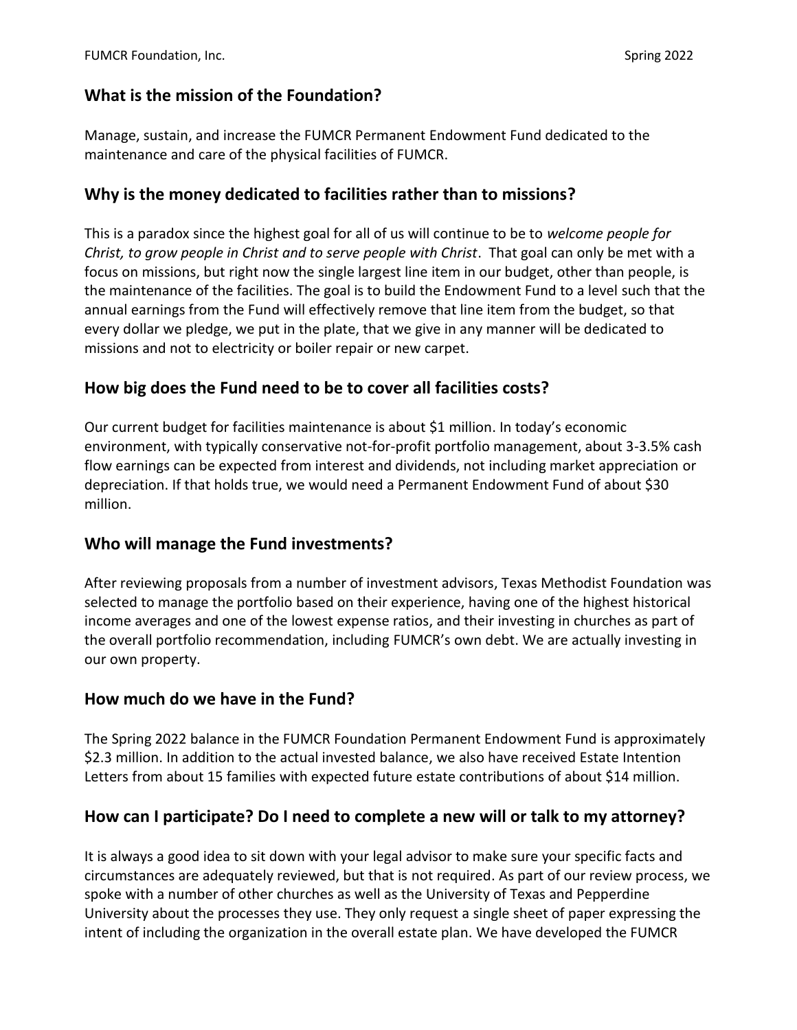## What is the mission of the Foundation?

Manage, sustain, and increase the FUMCR Permanent Endowment Fund dedicated to the maintenance and care of the physical facilities of FUMCR.

## Why is the money dedicated to facilities rather than to missions?

This is a paradox since the highest goal for all of us will continue to be to *welcome people for Christ, to grow people in Christ and to serve people with Christ*. That goal can only be met with a focus on missions, but right now the single largest line item in our budget, other than people, is the maintenance of the facilities. The goal is to build the Endowment Fund to a level such that the annual earnings from the Fund will effectively remove that line item from the budget, so that every dollar we pledge, we put in the plate, that we give in any manner will be dedicated to missions and not to electricity or boiler repair or new carpet.

## How big does the Fund need to be to cover all facilities costs?

Our current budget for facilities maintenance is about $1 million. In today's economic environment, with typically conservative not-for-profit portfolio management, about 3-3.5% cash flow earnings can be expected from interest and dividends, not including market appreciation or depreciation. If that holds true, we would need a Permanent Endowment Fund of about $30 million.

## Who will manage the Fund investments?

After reviewing proposals from a number of investment advisors, Texas Methodist Foundation was selected to manage the portfolio based on their experience, having one of the highest historical income averages and one of the lowest expense ratios, and their investing in churches as part of the overall portfolio recommendation, including FUMCR's own debt. We are actually investing in our own property.

## How much do we have in the Fund?

The Spring 2022 balance in the FUMCR Foundation Permanent Endowment Fund is approximately $2.3 million. In addition to the actual invested balance, we also have received Estate Intention Letters from about 15 families with expected future estate contributions of about $14 million.

## How can I participate? Do I need to complete a new will or talk to my attorney?

It is always a good idea to sit down with your legal advisor to make sure your specific facts and circumstances are adequately reviewed, but that is not required. As part of our review process, we spoke with a number of other churches as well as the University of Texas and Pepperdine University about the processes they use. They only request a single sheet of paper expressing the intent of including the organization in the overall estate plan. We have developed the FUMCR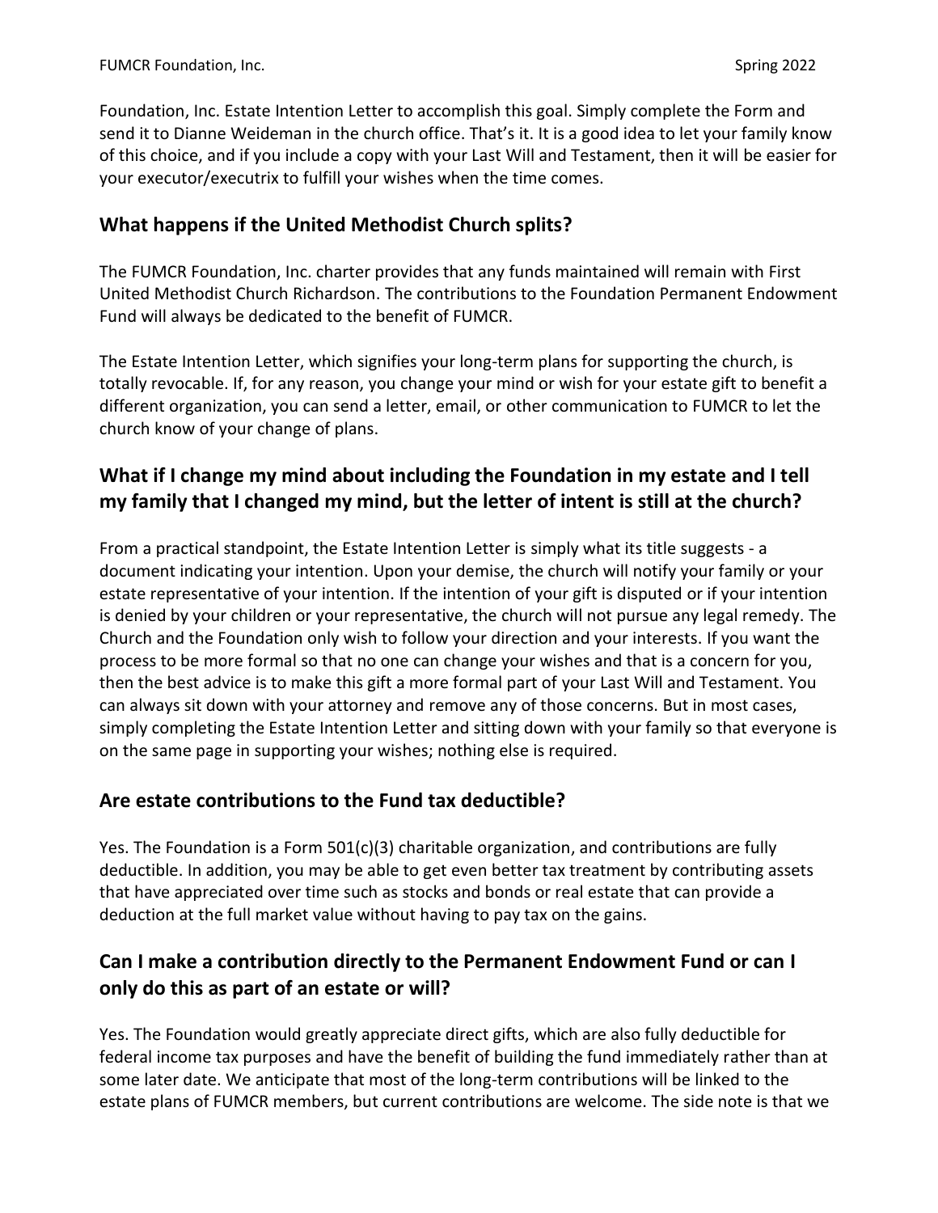Foundation, Inc. Estate Intention Letter to accomplish this goal. Simply complete the Form and send it to Dianne Weideman in the church office. That's it. It is a good idea to let your family know of this choice, and if you include a copy with your Last Will and Testament, then it will be easier for your executor/executrix to fulfill your wishes when the time comes.

## What happens if the United Methodist Church splits?

The FUMCR Foundation, Inc. charter provides that any funds maintained will remain with First United Methodist Church Richardson. The contributions to the Foundation Permanent Endowment Fund will always be dedicated to the benefit of FUMCR.

The Estate Intention Letter, which signifies your long-term plans for supporting the church, is totally revocable. If, for any reason, you change your mind or wish for your estate gift to benefit a different organization, you can send a letter, email, or other communication to FUMCR to let the church know of your change of plans.

## What if I change my mind about including the Foundation in my estate and I tell my family that I changed my mind, but the letter of intent is still at the church?

From a practical standpoint, the Estate Intention Letter is simply what its title suggests - a document indicating your intention. Upon your demise, the church will notify your family or your estate representative of your intention. If the intention of your gift is disputed or if your intention is denied by your children or your representative, the church will not pursue any legal remedy. The Church and the Foundation only wish to follow your direction and your interests. If you want the process to be more formal so that no one can change your wishes and that is a concern for you, then the best advice is to make this gift a more formal part of your Last Will and Testament. You can always sit down with your attorney and remove any of those concerns. But in most cases, simply completing the Estate Intention Letter and sitting down with your family so that everyone is on the same page in supporting your wishes; nothing else is required.

## Are estate contributions to the Fund tax deductible?

Yes. The Foundation is a Form 501(c)(3) charitable organization, and contributions are fully deductible. In addition, you may be able to get even better tax treatment by contributing assets that have appreciated over time such as stocks and bonds or real estate that can provide a deduction at the full market value without having to pay tax on the gains.

## Can I make a contribution directly to the Permanent Endowment Fund or can I only do this as part of an estate or will?

Yes. The Foundation would greatly appreciate direct gifts, which are also fully deductible for federal income tax purposes and have the benefit of building the fund immediately rather than at some later date. We anticipate that most of the long-term contributions will be linked to the estate plans of FUMCR members, but current contributions are welcome. The side note is that we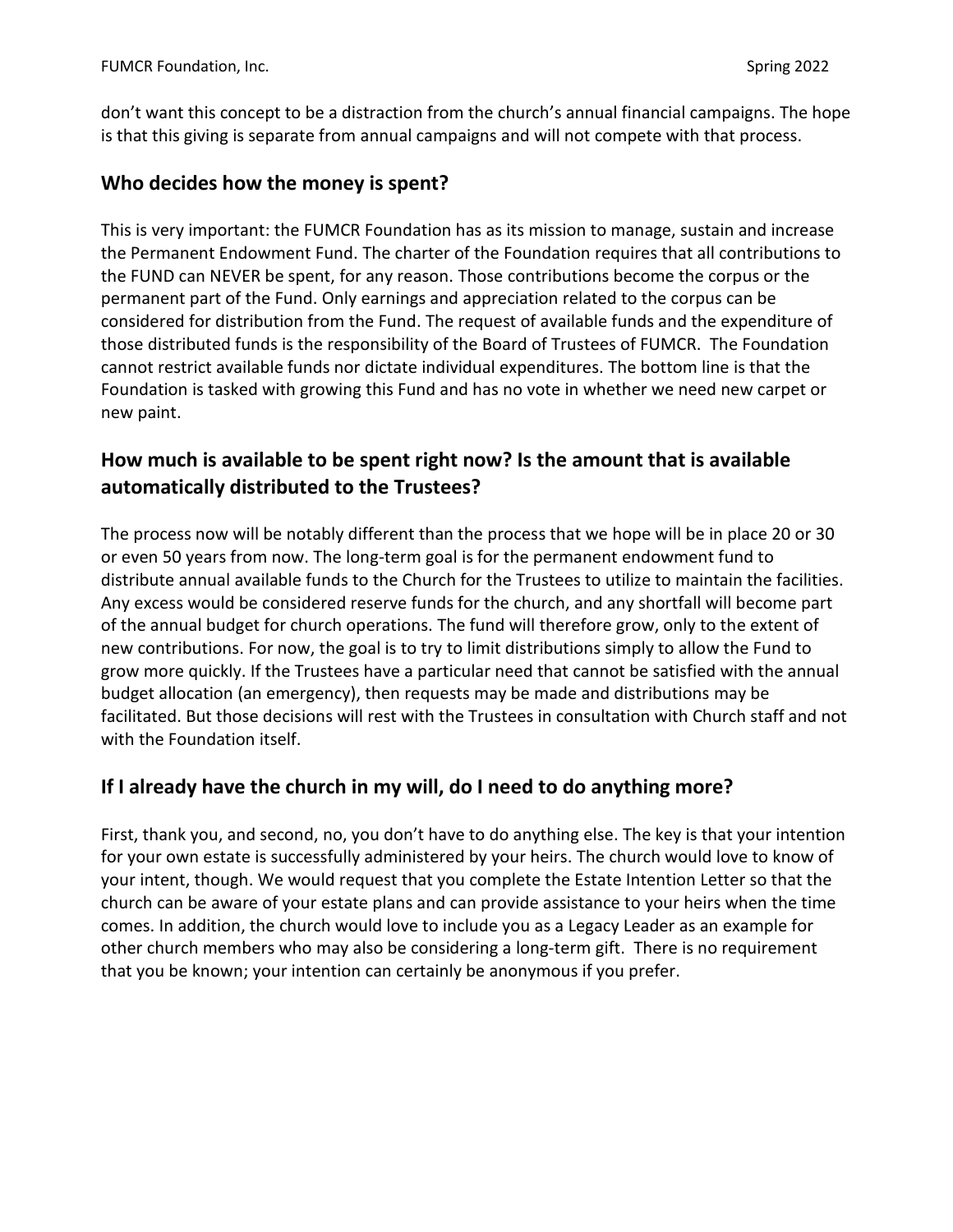don't want this concept to be a distraction from the church's annual financial campaigns. The hope is that this giving is separate from annual campaigns and will not compete with that process.

## Who decides how the money is spent?

This is very important: the FUMCR Foundation has as its mission to manage, sustain and increase the Permanent Endowment Fund. The charter of the Foundation requires that all contributions to the FUND can NEVER be spent, for any reason. Those contributions become the corpus or the permanent part of the Fund. Only earnings and appreciation related to the corpus can be considered for distribution from the Fund. The request of available funds and the expenditure of those distributed funds is the responsibility of the Board of Trustees of FUMCR. The Foundation cannot restrict available funds nor dictate individual expenditures. The bottom line is that the Foundation is tasked with growing this Fund and has no vote in whether we need new carpet or new paint.

## How much is available to be spent right now? Is the amount that is available automatically distributed to the Trustees?

The process now will be notably different than the process that we hope will be in place 20 or 30 or even 50 years from now. The long-term goal is for the permanent endowment fund to distribute annual available funds to the Church for the Trustees to utilize to maintain the facilities. Any excess would be considered reserve funds for the church, and any shortfall will become part of the annual budget for church operations. The fund will therefore grow, only to the extent of new contributions. For now, the goal is to try to limit distributions simply to allow the Fund to grow more quickly. If the Trustees have a particular need that cannot be satisfied with the annual budget allocation (an emergency), then requests may be made and distributions may be facilitated. But those decisions will rest with the Trustees in consultation with Church staff and not with the Foundation itself.

## If I already have the church in my will, do I need to do anything more?

First, thank you, and second, no, you don't have to do anything else. The key is that your intention for your own estate is successfully administered by your heirs. The church would love to know of your intent, though. We would request that you complete the Estate Intention Letter so that the church can be aware of your estate plans and can provide assistance to your heirs when the time comes. In addition, the church would love to include you as a Legacy Leader as an example for other church members who may also be considering a long-term gift. There is no requirement that you be known; your intention can certainly be anonymous if you prefer.